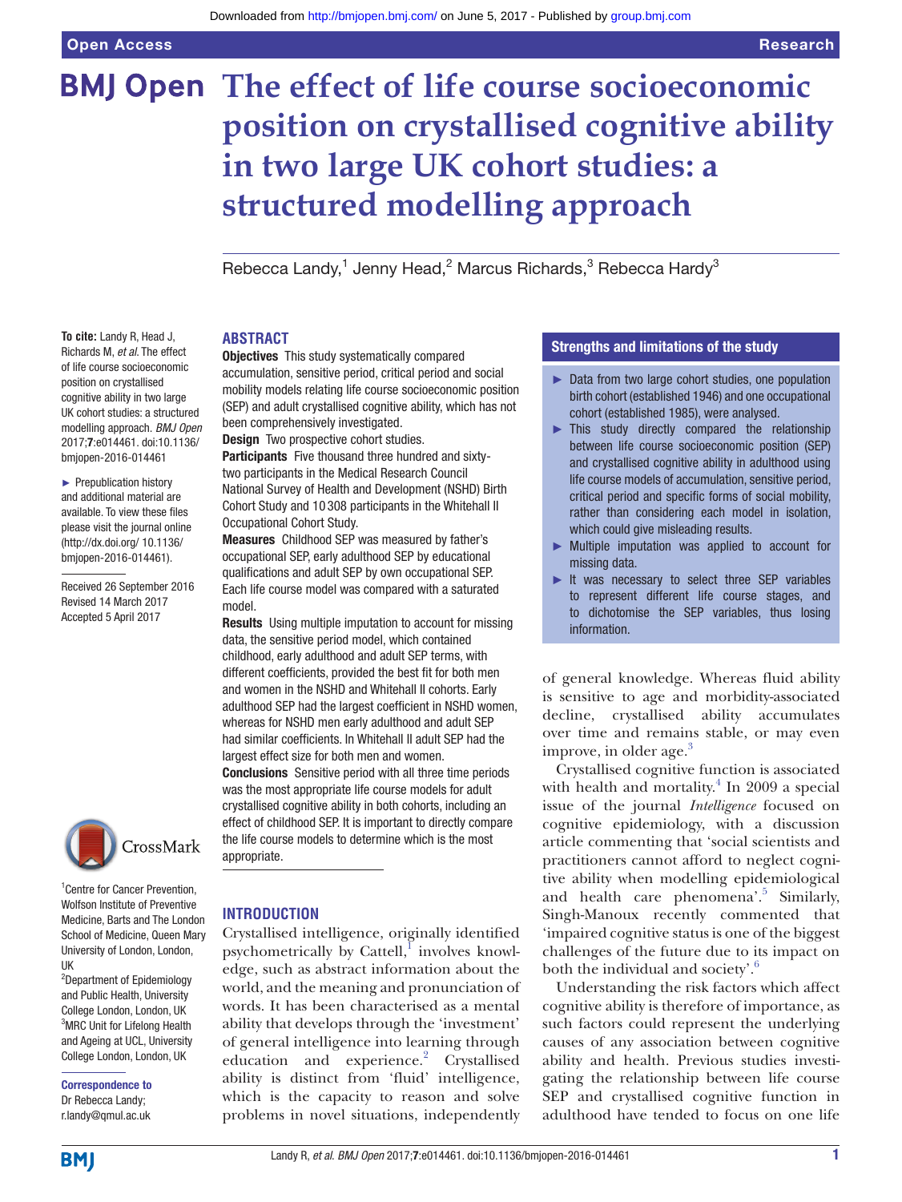# The effect of life course socioeconomic position on crystallised cognitive ability in two large UK cohort studies: a structured modelling approach

Rebecca Landy,[1] Jenny Head,[2] Marcus Richards,[3] Rebecca Hardy[3]

**To cite:** Landy R, Head J, Richards M, *et al*. The effect of life course socioeconomic position on crystallised cognitive ability in two large UK cohort studies: a structured modelling approach. *BMJ Open* 2017;**7**:e014461. doi:10.1136/bmjopen-2016-014461

► Prepublication history and additional material are available. To view these files please visit the journal online (http://dx.doi.org/ 10.1136/bmjopen-2016-014461).

Received 26 September 2016
Revised 14 March 2017
Accepted 5 April 2017

[1]Centre for Cancer Prevention, Wolfson Institute of Preventive Medicine, Barts and The London School of Medicine, Queen Mary University of London, London, UK
[2]Department of Epidemiology and Public Health, University College London, London, UK
[3]MRC Unit for Lifelong Health and Ageing at UCL, University College London, London, UK

**Correspondence to**
Dr Rebecca Landy;
r.landy@qmul.ac.uk

## ABSTRACT

**Objectives** This study systematically compared accumulation, sensitive period, critical period and social mobility models relating life course socioeconomic position (SEP) and adult crystallised cognitive ability, which has not been comprehensively investigated.

**Design** Two prospective cohort studies.

**Participants** Five thousand three hundred and sixty-two participants in the Medical Research Council National Survey of Health and Development (NSHD) Birth Cohort Study and 10 308 participants in the Whitehall II Occupational Cohort Study.

**Measures** Childhood SEP was measured by father's occupational SEP, early adulthood SEP by educational qualifications and adult SEP by own occupational SEP. Each life course model was compared with a saturated model.

**Results** Using multiple imputation to account for missing data, the sensitive period model, which contained childhood, early adulthood and adult SEP terms, with different coefficients, provided the best fit for both men and women in the NSHD and Whitehall II cohorts. Early adulthood SEP had the largest coefficient in NSHD women, whereas for NSHD men early adulthood and adult SEP had similar coefficients. In Whitehall II adult SEP had the largest effect size for both men and women.

**Conclusions** Sensitive period with all three time periods was the most appropriate life course models for adult crystallised cognitive ability in both cohorts, including an effect of childhood SEP. It is important to directly compare the life course models to determine which is the most appropriate.

## Strengths and limitations of the study

- ► Data from two large cohort studies, one population birth cohort (established 1946) and one occupational cohort (established 1985), were analysed.
- ► This study directly compared the relationship between life course socioeconomic position (SEP) and crystallised cognitive ability in adulthood using life course models of accumulation, sensitive period, critical period and specific forms of social mobility, rather than considering each model in isolation, which could give misleading results.
- ► Multiple imputation was applied to account for missing data.
- ► It was necessary to select three SEP variables to represent different life course stages, and to dichotomise the SEP variables, thus losing information.

## INTRODUCTION

Crystallised intelligence, originally identified psychometrically by Cattell,[1] involves knowledge, such as abstract information about the world, and the meaning and pronunciation of words. It has been characterised as a mental ability that develops through the 'investment' of general intelligence into learning through education and experience.[2] Crystallised ability is distinct from 'fluid' intelligence, which is the capacity to reason and solve problems in novel situations, independently of general knowledge. Whereas fluid ability is sensitive to age and morbidity-associated decline, crystallised ability accumulates over time and remains stable, or may even improve, in older age.[3]

Crystallised cognitive function is associated with health and mortality.[4] In 2009 a special issue of the journal *Intelligence* focused on cognitive epidemiology, with a discussion article commenting that 'social scientists and practitioners cannot afford to neglect cognitive ability when modelling epidemiological and health care phenomena'.[5] Similarly, Singh-Manoux recently commented that 'impaired cognitive status is one of the biggest challenges of the future due to its impact on both the individual and society'.[6]

Understanding the risk factors which affect cognitive ability is therefore of importance, as such factors could represent the underlying causes of any association between cognitive ability and health. Previous studies investigating the relationship between life course SEP and crystallised cognitive function in adulthood have tended to focus on one life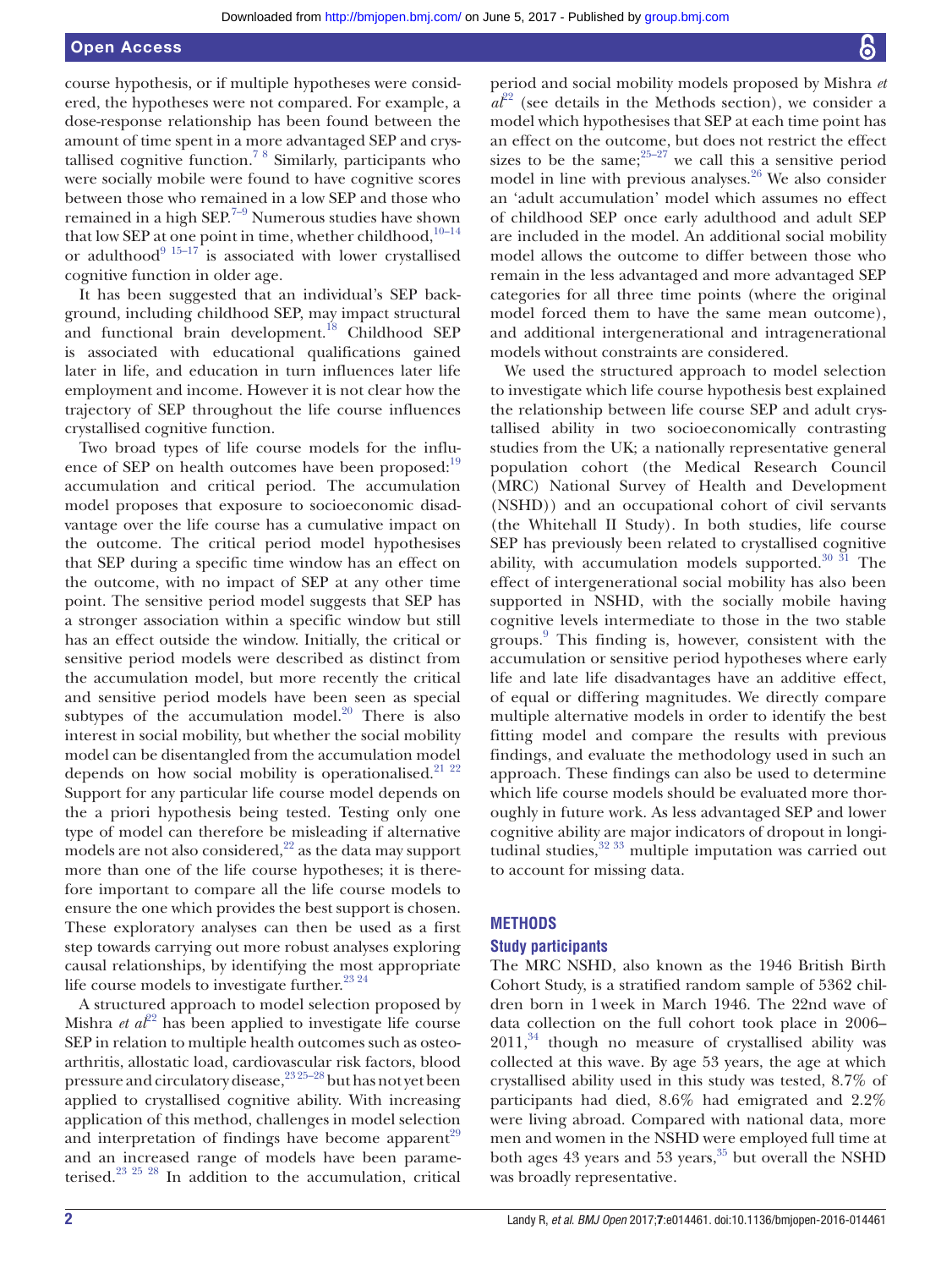course hypothesis, or if multiple hypotheses were considered, the hypotheses were not compared. For example, a dose-response relationship has been found between the amount of time spent in a more advantaged SEP and crystallised cognitive function.[7 8] Similarly, participants who were socially mobile were found to have cognitive scores between those who remained in a low SEP and those who remained in a high SEP.[7–9] Numerous studies have shown that low SEP at one point in time, whether childhood,[10–14] or adulthood[9 15–17] is associated with lower crystallised cognitive function in older age.

It has been suggested that an individual's SEP background, including childhood SEP, may impact structural and functional brain development.[18] Childhood SEP is associated with educational qualifications gained later in life, and education in turn influences later life employment and income. However it is not clear how the trajectory of SEP throughout the life course influences crystallised cognitive function.

Two broad types of life course models for the influence of SEP on health outcomes have been proposed:[19] accumulation and critical period. The accumulation model proposes that exposure to socioeconomic disadvantage over the life course has a cumulative impact on the outcome. The critical period model hypothesises that SEP during a specific time window has an effect on the outcome, with no impact of SEP at any other time point. The sensitive period model suggests that SEP has a stronger association within a specific window but still has an effect outside the window. Initially, the critical or sensitive period models were described as distinct from the accumulation model, but more recently the critical and sensitive period models have been seen as special subtypes of the accumulation model.[20] There is also interest in social mobility, but whether the social mobility model can be disentangled from the accumulation model depends on how social mobility is operationalised.[21 22] Support for any particular life course model depends on the a priori hypothesis being tested. Testing only one type of model can therefore be misleading if alternative models are not also considered,[22] as the data may support more than one of the life course hypotheses; it is therefore important to compare all the life course models to ensure the one which provides the best support is chosen. These exploratory analyses can then be used as a first step towards carrying out more robust analyses exploring causal relationships, by identifying the most appropriate life course models to investigate further.[23 24]

A structured approach to model selection proposed by Mishra *et al*[22] has been applied to investigate life course SEP in relation to multiple health outcomes such as osteoarthritis, allostatic load, cardiovascular risk factors, blood pressure and circulatory disease,[23 25–28] but has not yet been applied to crystallised cognitive ability. With increasing application of this method, challenges in model selection and interpretation of findings have become apparent[29] and an increased range of models have been parameterised.[23 25 28] In addition to the accumulation, critical period and social mobility models proposed by Mishra *et al*[22] (see details in the Methods section), we consider a model which hypothesises that SEP at each time point has an effect on the outcome, but does not restrict the effect sizes to be the same;[25–27] we call this a sensitive period model in line with previous analyses.[26] We also consider an 'adult accumulation' model which assumes no effect of childhood SEP once early adulthood and adult SEP are included in the model. An additional social mobility model allows the outcome to differ between those who remain in the less advantaged and more advantaged SEP categories for all three time points (where the original model forced them to have the same mean outcome), and additional intergenerational and intragenerational models without constraints are considered.

We used the structured approach to model selection to investigate which life course hypothesis best explained the relationship between life course SEP and adult crystallised ability in two socioeconomically contrasting studies from the UK; a nationally representative general population cohort (the Medical Research Council (MRC) National Survey of Health and Development (NSHD)) and an occupational cohort of civil servants (the Whitehall II Study). In both studies, life course SEP has previously been related to crystallised cognitive ability, with accumulation models supported.[30 31] The effect of intergenerational social mobility has also been supported in NSHD, with the socially mobile having cognitive levels intermediate to those in the two stable groups.[9] This finding is, however, consistent with the accumulation or sensitive period hypotheses where early life and late life disadvantages have an additive effect, of equal or differing magnitudes. We directly compare multiple alternative models in order to identify the best fitting model and compare the results with previous findings, and evaluate the methodology used in such an approach. These findings can also be used to determine which life course models should be evaluated more thoroughly in future work. As less advantaged SEP and lower cognitive ability are major indicators of dropout in longitudinal studies,[32 33] multiple imputation was carried out to account for missing data.

## METHODS

### Study participants

The MRC NSHD, also known as the 1946 British Birth Cohort Study, is a stratified random sample of 5362 children born in 1 week in March 1946. The 22nd wave of data collection on the full cohort took place in 2006–2011,[34] though no measure of crystallised ability was collected at this wave. By age 53 years, the age at which crystallised ability used in this study was tested, 8.7% of participants had died, 8.6% had emigrated and 2.2% were living abroad. Compared with national data, more men and women in the NSHD were employed full time at both ages 43 years and 53 years,[35] but overall the NSHD was broadly representative.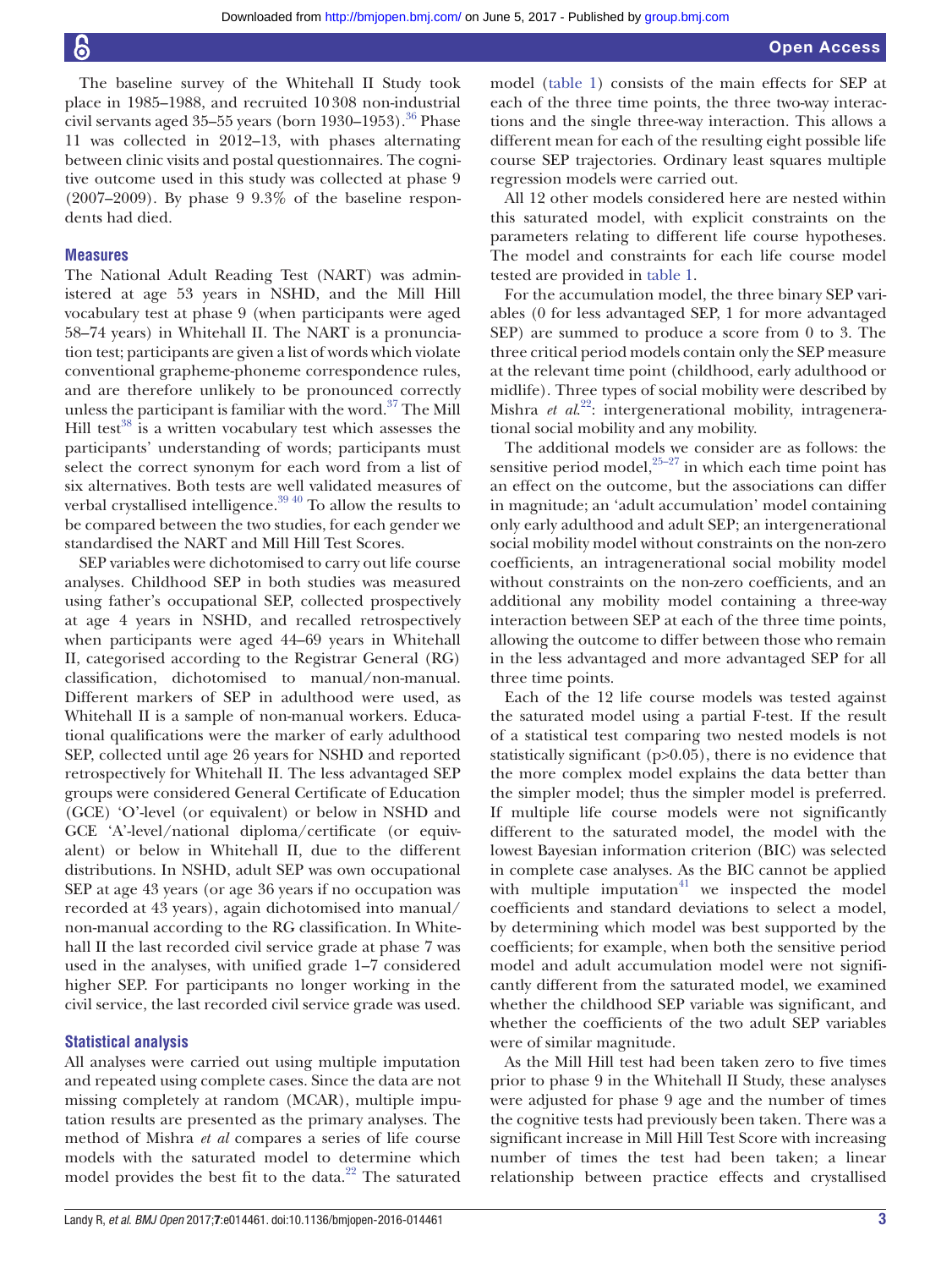The baseline survey of the Whitehall II Study took place in 1985–1988, and recruited 10 308 non-industrial civil servants aged 35–55 years (born 1930–1953).[36] Phase 11 was collected in 2012–13, with phases alternating between clinic visits and postal questionnaires. The cognitive outcome used in this study was collected at phase 9 (2007–2009). By phase 9 9.3% of the baseline respondents had died.

### Measures

The National Adult Reading Test (NART) was administered at age 53 years in NSHD, and the Mill Hill vocabulary test at phase 9 (when participants were aged 58–74 years) in Whitehall II. The NART is a pronunciation test; participants are given a list of words which violate conventional grapheme-phoneme correspondence rules, and are therefore unlikely to be pronounced correctly unless the participant is familiar with the word.[37] The Mill Hill test[38] is a written vocabulary test which assesses the participants' understanding of words; participants must select the correct synonym for each word from a list of six alternatives. Both tests are well validated measures of verbal crystallised intelligence.[39 40] To allow the results to be compared between the two studies, for each gender we standardised the NART and Mill Hill Test Scores.

SEP variables were dichotomised to carry out life course analyses. Childhood SEP in both studies was measured using father's occupational SEP, collected prospectively at age 4 years in NSHD, and recalled retrospectively when participants were aged 44–69 years in Whitehall II, categorised according to the Registrar General (RG) classification, dichotomised to manual/non-manual. Different markers of SEP in adulthood were used, as Whitehall II is a sample of non-manual workers. Educational qualifications were the marker of early adulthood SEP, collected until age 26 years for NSHD and reported retrospectively for Whitehall II. The less advantaged SEP groups were considered General Certificate of Education (GCE) 'O'-level (or equivalent) or below in NSHD and GCE 'A'-level/national diploma/certificate (or equivalent) or below in Whitehall II, due to the different distributions. In NSHD, adult SEP was own occupational SEP at age 43 years (or age 36 years if no occupation was recorded at 43 years), again dichotomised into manual/non-manual according to the RG classification. In Whitehall II the last recorded civil service grade at phase 7 was used in the analyses, with unified grade 1–7 considered higher SEP. For participants no longer working in the civil service, the last recorded civil service grade was used.

### Statistical analysis

All analyses were carried out using multiple imputation and repeated using complete cases. Since the data are not missing completely at random (MCAR), multiple imputation results are presented as the primary analyses. The method of Mishra *et al* compares a series of life course models with the saturated model to determine which model provides the best fit to the data.[22] The saturated model (table 1) consists of the main effects for SEP at each of the three time points, the three two-way interactions and the single three-way interaction. This allows a different mean for each of the resulting eight possible life course SEP trajectories. Ordinary least squares multiple regression models were carried out.

All 12 other models considered here are nested within this saturated model, with explicit constraints on the parameters relating to different life course hypotheses. The model and constraints for each life course model tested are provided in table 1.

For the accumulation model, the three binary SEP variables (0 for less advantaged SEP, 1 for more advantaged SEP) are summed to produce a score from 0 to 3. The three critical period models contain only the SEP measure at the relevant time point (childhood, early adulthood or midlife). Three types of social mobility were described by Mishra *et al*.[22]: intergenerational mobility, intragenerational social mobility and any mobility.

The additional models we consider are as follows: the sensitive period model,[25–27] in which each time point has an effect on the outcome, but the associations can differ in magnitude; an 'adult accumulation' model containing only early adulthood and adult SEP; an intergenerational social mobility model without constraints on the non-zero coefficients, an intragenerational social mobility model without constraints on the non-zero coefficients, and an additional any mobility model containing a three-way interaction between SEP at each of the three time points, allowing the outcome to differ between those who remain in the less advantaged and more advantaged SEP for all three time points.

Each of the 12 life course models was tested against the saturated model using a partial F-test. If the result of a statistical test comparing two nested models is not statistically significant ($p>0.05$), there is no evidence that the more complex model explains the data better than the simpler model; thus the simpler model is preferred. If multiple life course models were not significantly different to the saturated model, the model with the lowest Bayesian information criterion (BIC) was selected in complete case analyses. As the BIC cannot be applied with multiple imputation[41] we inspected the model coefficients and standard deviations to select a model, by determining which model was best supported by the coefficients; for example, when both the sensitive period model and adult accumulation model were not significantly different from the saturated model, we examined whether the childhood SEP variable was significant, and whether the coefficients of the two adult SEP variables were of similar magnitude.

As the Mill Hill test had been taken zero to five times prior to phase 9 in the Whitehall II Study, these analyses were adjusted for phase 9 age and the number of times the cognitive tests had previously been taken. There was a significant increase in Mill Hill Test Score with increasing number of times the test had been taken; a linear relationship between practice effects and crystallised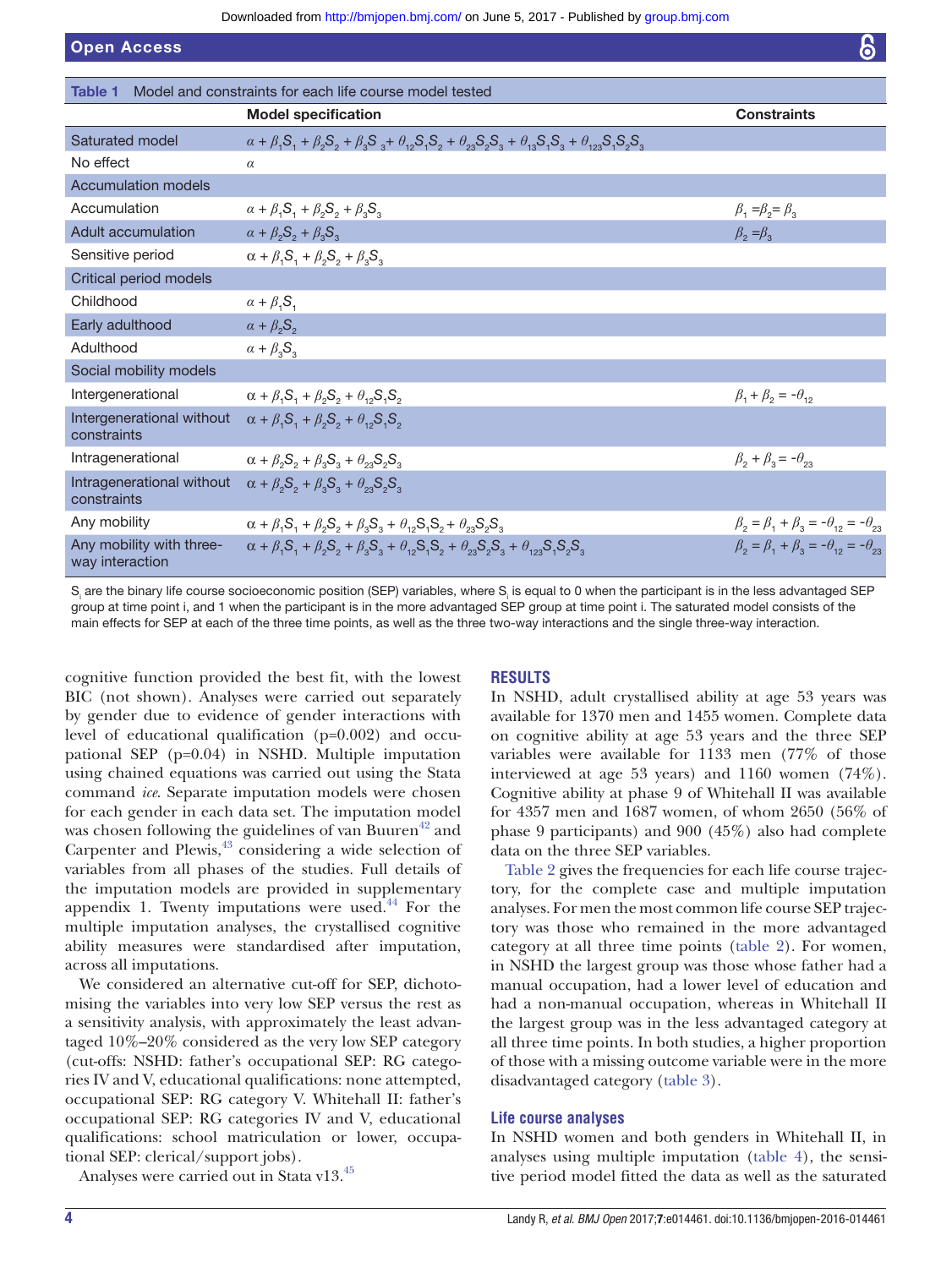**Table 1** Model and constraints for each life course model tested

| | Model specification | Constraints |
|---|---|---|
| Saturated model | $\alpha + \beta_1 S_1 + \beta_2 S_2 + \beta_3 S_3 + \theta_{12} S_1 S_2 + \theta_{23} S_2 S_3 + \theta_{13} S_1 S_3 + \theta_{123} S_1 S_2 S_3$ | |
| No effect | $\alpha$ | |
| Accumulation models | | |
| Accumulation | $\alpha + \beta_1 S_1 + \beta_2 S_2 + \beta_3 S_3$ | $\beta_1 = \beta_2 = \beta_3$ |
| Adult accumulation | $\alpha + \beta_2 S_2 + \beta_3 S_3$ | $\beta_2 = \beta_3$ |
| Sensitive period | $\alpha + \beta_1 S_1 + \beta_2 S_2 + \beta_3 S_3$ | |
| Critical period models | | |
| Childhood | $\alpha + \beta_1 S_1$ | |
| Early adulthood | $\alpha + \beta_2 S_2$ | |
| Adulthood | $\alpha + \beta_3 S_3$ | |
| Social mobility models | | |
| Intergenerational | $\alpha + \beta_1 S_1 + \beta_2 S_2 + \theta_{12} S_1 S_2$ | $\beta_1 + \beta_2 = -\theta_{12}$ |
| Intergenerational without constraints | $\alpha + \beta_1 S_1 + \beta_2 S_2 + \theta_{12} S_1 S_2$ | |
| Intragenerational | $\alpha + \beta_2 S_2 + \beta_3 S_3 + \theta_{23} S_2 S_3$ | $\beta_2 + \beta_3 = -\theta_{23}$ |
| Intragenerational without constraints | $\alpha + \beta_2 S_2 + \beta_3 S_3 + \theta_{23} S_2 S_3$ | |
| Any mobility | $\alpha + \beta_1 S_1 + \beta_2 S_2 + \beta_3 S_3 + \theta_{12} S_1 S_2 + \theta_{23} S_2 S_3$ | $\beta_2 = \beta_1 + \beta_3 = -\theta_{12} = -\theta_{23}$ |
| Any mobility with three-way interaction | $\alpha + \beta_1 S_1 + \beta_2 S_2 + \beta_3 S_3 + \theta_{12} S_1 S_2 + \theta_{23} S_2 S_3 + \theta_{123} S_1 S_2 S_3$ | $\beta_2 = \beta_1 + \beta_3 = -\theta_{12} = -\theta_{23}$ |

$S_i$ are the binary life course socioeconomic position (SEP) variables, where $S_i$ is equal to 0 when the participant is in the less advantaged SEP group at time point i, and 1 when the participant is in the more advantaged SEP group at time point i. The saturated model consists of the main effects for SEP at each of the three time points, as well as the three two-way interactions and the single three-way interaction.

cognitive function provided the best fit, with the lowest BIC (not shown). Analyses were carried out separately by gender due to evidence of gender interactions with level of educational qualification (p=0.002) and occupational SEP (p=0.04) in NSHD. Multiple imputation using chained equations was carried out using the Stata command *ice*. Separate imputation models were chosen for each gender in each data set. The imputation model was chosen following the guidelines of van Buuren[42] and Carpenter and Plewis,[43] considering a wide selection of variables from all phases of the studies. Full details of the imputation models are provided in supplementary appendix 1. Twenty imputations were used.[44] For the multiple imputation analyses, the crystallised cognitive ability measures were standardised after imputation, across all imputations.

We considered an alternative cut-off for SEP, dichotomising the variables into very low SEP versus the rest as a sensitivity analysis, with approximately the least advantaged 10%–20% considered as the very low SEP category (cut-offs: NSHD: father's occupational SEP: RG categories IV and V, educational qualifications: none attempted, occupational SEP: RG category V. Whitehall II: father's occupational SEP: RG categories IV and V, educational qualifications: school matriculation or lower, occupational SEP: clerical/support jobs).

Analyses were carried out in Stata v13.[45]

## RESULTS

In NSHD, adult crystallised ability at age 53 years was available for 1370 men and 1455 women. Complete data on cognitive ability at age 53 years and the three SEP variables were available for 1133 men (77% of those interviewed at age 53 years) and 1160 women (74%). Cognitive ability at phase 9 of Whitehall II was available for 4357 men and 1687 women, of whom 2650 (56% of phase 9 participants) and 900 (45%) also had complete data on the three SEP variables.

Table 2 gives the frequencies for each life course trajectory, for the complete case and multiple imputation analyses. For men the most common life course SEP trajectory was those who remained in the more advantaged category at all three time points (table 2). For women, in NSHD the largest group was those whose father had a manual occupation, had a lower level of education and had a non-manual occupation, whereas in Whitehall II the largest group was in the less advantaged category at all three time points. In both studies, a higher proportion of those with a missing outcome variable were in the more disadvantaged category (table 3).

### Life course analyses

In NSHD women and both genders in Whitehall II, in analyses using multiple imputation (table 4), the sensitive period model fitted the data as well as the saturated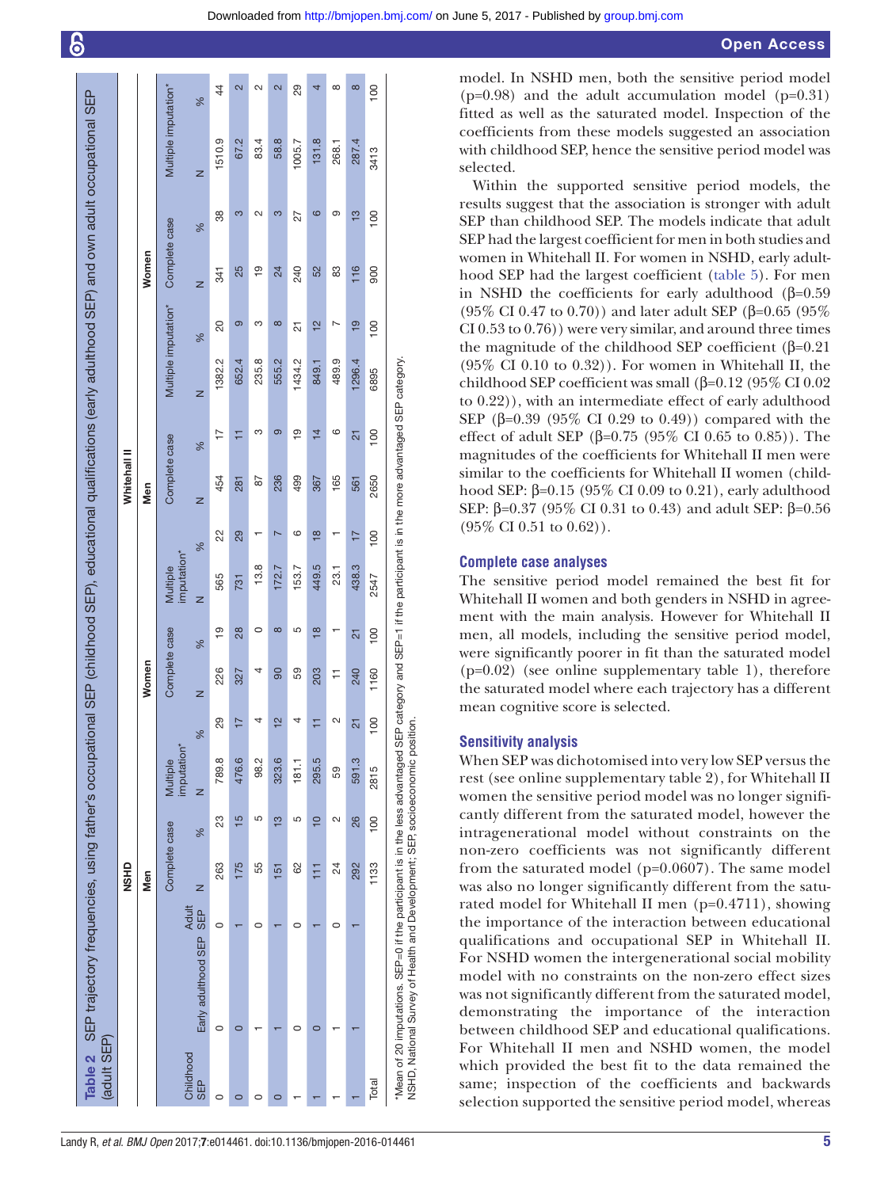**Table 2** SEP trajectory frequencies, using father's occupational SEP (childhood SEP), educational qualifications (early adulthood SEP) and own adult occupational SEP (adult SEP)

| | | | NSHD | | | | | | | | Whitehall II | | | | | | | |
|---|---|---|---|---|---|---|---|---|---|---|---|---|---|---|---|---|---|---|
| | | | Men | | | | Women | | | | Men | | | | Women | | | |
| | | | Complete case | | Multiple imputation* | | Complete case | | Multiple imputation* | | Complete case | | Multiple imputation* | | Complete case | | Multiple imputation* | |
| Childhood SEP | Early adulthood SEP | Adult SEP | N | % | N | % | N | % | N | % | N | % | N | % | N | % | N | % |
| 0 | 0 | 0 | 263 | 23 | 789.8 | 29 | 226 | 19 | 565 | 22 | 454 | 17 | 1382.2 | 20 | 341 | 38 | 1510.9 | 44 |
| 0 | 0 | 1 | 175 | 15 | 476.6 | 17 | 327 | 28 | 731 | 29 | 281 | 11 | 652.4 | 9 | 25 | 3 | 67.2 | 2 |
| 0 | 1 | 0 | 55 | 5 | 98.2 | 4 | 4 | 0 | 13.8 | 1 | 87 | 3 | 235.8 | 3 | 19 | 2 | 83.4 | 2 |
| 0 | 1 | 1 | 151 | 13 | 323.6 | 12 | 90 | 8 | 172.7 | 7 | 236 | 9 | 555.2 | 8 | 24 | 3 | 58.8 | 2 |
| 1 | 0 | 0 | 62 | 5 | 181.1 | 4 | 59 | 5 | 153.7 | 6 | 499 | 19 | 1434.2 | 21 | 240 | 27 | 1005.7 | 29 |
| 1 | 0 | 1 | 111 | 10 | 295.5 | 11 | 203 | 18 | 449.5 | 18 | 367 | 14 | 849.1 | 12 | 52 | 6 | 131.8 | 4 |
| 1 | 1 | 0 | 24 | 2 | 59 | 2 | 11 | 1 | 23.1 | 1 | 165 | 6 | 489.9 | 7 | 83 | 9 | 268.1 | 8 |
| 1 | 1 | 1 | 292 | 26 | 591.3 | 21 | 240 | 21 | 438.3 | 17 | 561 | 21 | 1296.4 | 19 | 116 | 13 | 287.4 | 8 |
| Total | | | 1133 | 100 | 2815 | 100 | 1160 | 100 | 2547 | 100 | 2650 | 100 | 6895 | 100 | 900 | 100 | 3413 | 100 |

*Mean of 20 imputations. SEP=0 if the participant is in the less advantaged SEP category and SEP=1 if the participant is in the more advantaged SEP category.
NSHD, National Survey of Health and Development; SEP, socioeconomic position.

model. In NSHD men, both the sensitive period model (p=0.98) and the adult accumulation model (p=0.31) fitted as well as the saturated model. Inspection of the coefficients from these models suggested an association with childhood SEP, hence the sensitive period model was selected.

Within the supported sensitive period models, the results suggest that the association is stronger with adult SEP than childhood SEP. The models indicate that adult SEP had the largest coefficient for men in both studies and women in Whitehall II. For women in NSHD, early adulthood SEP had the largest coefficient (table 5). For men in NSHD the coefficients for early adulthood (β=0.59 (95% CI 0.47 to 0.70)) and later adult SEP (β=0.65 (95% CI 0.53 to 0.76)) were very similar, and around three times the magnitude of the childhood SEP coefficient (β=0.21 (95% CI 0.10 to 0.32)). For women in Whitehall II, the childhood SEP coefficient was small (β=0.12 (95% CI 0.02 to 0.22)), with an intermediate effect of early adulthood SEP (β=0.39 (95% CI 0.29 to 0.49)) compared with the effect of adult SEP (β=0.75 (95% CI 0.65 to 0.85)). The magnitudes of the coefficients for Whitehall II men were similar to the coefficients for Whitehall II women (childhood SEP: β=0.15 (95% CI 0.09 to 0.21), early adulthood SEP: β=0.37 (95% CI 0.31 to 0.43) and adult SEP: β=0.56 (95% CI 0.51 to 0.62)).

### Complete case analyses

The sensitive period model remained the best fit for Whitehall II women and both genders in NSHD in agreement with the main analysis. However for Whitehall II men, all models, including the sensitive period model, were significantly poorer in fit than the saturated model (p=0.02) (see online supplementary table 1), therefore the saturated model where each trajectory has a different mean cognitive score is selected.

### Sensitivity analysis

When SEP was dichotomised into very low SEP versus the rest (see online supplementary table 2), for Whitehall II women the sensitive period model was no longer significantly different from the saturated model, however the intragenerational model without constraints on the non-zero coefficients was not significantly different from the saturated model (p=0.0607). The same model was also no longer significantly different from the saturated model for Whitehall II men (p=0.4711), showing the importance of the interaction between educational qualifications and occupational SEP in Whitehall II. For NSHD women the intergenerational social mobility model with no constraints on the non-zero effect sizes was not significantly different from the saturated model, demonstrating the importance of the interaction between childhood SEP and educational qualifications. For Whitehall II men and NSHD women, the model which provided the best fit to the data remained the same; inspection of the coefficients and backwards selection supported the sensitive period model, whereas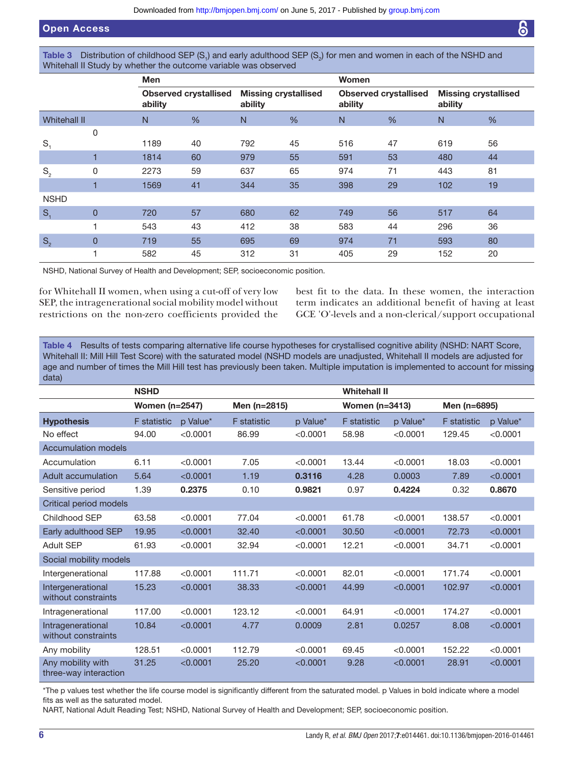**Table 3** Distribution of childhood SEP ($S_1$) and early adulthood SEP ($S_2$) for men and women in each of the NSHD and Whitehall II Study by whether the outcome variable was observed

| | | Men | | | | Women | | | |
|---|---|---|---|---|---|---|---|---|---|
| | | Observed crystallised ability | | Missing crystallised ability | | Observed crystallised ability | | Missing crystallised ability | |
| Whitehall II | | N | % | N | % | N | % | N | % |
| $S_1$ | 0 | 1189 | 40 | 792 | 45 | 516 | 47 | 619 | 56 |
| | 1 | 1814 | 60 | 979 | 55 | 591 | 53 | 480 | 44 |
| $S_2$ | 0 | 2273 | 59 | 637 | 65 | 974 | 71 | 443 | 81 |
| | 1 | 1569 | 41 | 344 | 35 | 398 | 29 | 102 | 19 |
| NSHD | | | | | | | | | |
| $S_1$ | 0 | 720 | 57 | 680 | 62 | 749 | 56 | 517 | 64 |
| | 1 | 543 | 43 | 412 | 38 | 583 | 44 | 296 | 36 |
| $S_2$ | 0 | 719 | 55 | 695 | 69 | 974 | 71 | 593 | 80 |
| | 1 | 582 | 45 | 312 | 31 | 405 | 29 | 152 | 20 |

NSHD, National Survey of Health and Development; SEP, socioeconomic position.

for Whitehall II women, when using a cut-off of very low SEP, the intragenerational social mobility model without restrictions on the non-zero coefficients provided the best fit to the data. In these women, the interaction term indicates an additional benefit of having at least GCE 'O'-levels and a non-clerical/support occupational

**Table 4** Results of tests comparing alternative life course hypotheses for crystallised cognitive ability (NSHD: NART Score, Whitehall II: Mill Hill Test Score) with the saturated model (NSHD models are unadjusted, Whitehall II models are adjusted for age and number of times the Mill Hill test has previously been taken. Multiple imputation is implemented to account for missing data)

| | NSHD | | | | Whitehall II | | | |
|---|---|---|---|---|---|---|---|---|
| | Women (n=2547) | | Men (n=2815) | | Women (n=3413) | | Men (n=6895) | |
| **Hypothesis** | F statistic | p Value* | F statistic | p Value* | F statistic | p Value* | F statistic | p Value* |
| No effect | 94.00 | <0.0001 | 86.99 | <0.0001 | 58.98 | <0.0001 | 129.45 | <0.0001 |
| Accumulation models | | | | | | | | |
| Accumulation | 6.11 | <0.0001 | 7.05 | <0.0001 | 13.44 | <0.0001 | 18.03 | <0.0001 |
| Adult accumulation | 5.64 | <0.0001 | 1.19 | **0.3116** | 4.28 | 0.0003 | 7.89 | <0.0001 |
| Sensitive period | 1.39 | **0.2375** | 0.10 | **0.9821** | 0.97 | **0.4224** | 0.32 | **0.8670** |
| Critical period models | | | | | | | | |
| Childhood SEP | 63.58 | <0.0001 | 77.04 | <0.0001 | 61.78 | <0.0001 | 138.57 | <0.0001 |
| Early adulthood SEP | 19.95 | <0.0001 | 32.40 | <0.0001 | 30.50 | <0.0001 | 72.73 | <0.0001 |
| Adult SEP | 61.93 | <0.0001 | 32.94 | <0.0001 | 12.21 | <0.0001 | 34.71 | <0.0001 |
| Social mobility models | | | | | | | | |
| Intergenerational | 117.88 | <0.0001 | 111.71 | <0.0001 | 82.01 | <0.0001 | 171.74 | <0.0001 |
| Intergenerational without constraints | 15.23 | <0.0001 | 38.33 | <0.0001 | 44.99 | <0.0001 | 102.97 | <0.0001 |
| Intragenerational | 117.00 | <0.0001 | 123.12 | <0.0001 | 64.91 | <0.0001 | 174.27 | <0.0001 |
| Intragenerational without constraints | 10.84 | <0.0001 | 4.77 | 0.0009 | 2.81 | 0.0257 | 8.08 | <0.0001 |
| Any mobility | 128.51 | <0.0001 | 112.79 | <0.0001 | 69.45 | <0.0001 | 152.22 | <0.0001 |
| Any mobility with three-way interaction | 31.25 | <0.0001 | 25.20 | <0.0001 | 9.28 | <0.0001 | 28.91 | <0.0001 |

*The p values test whether the life course model is significantly different from the saturated model. p Values in bold indicate where a model fits as well as the saturated model.
NART, National Adult Reading Test; NSHD, National Survey of Health and Development; SEP, socioeconomic position.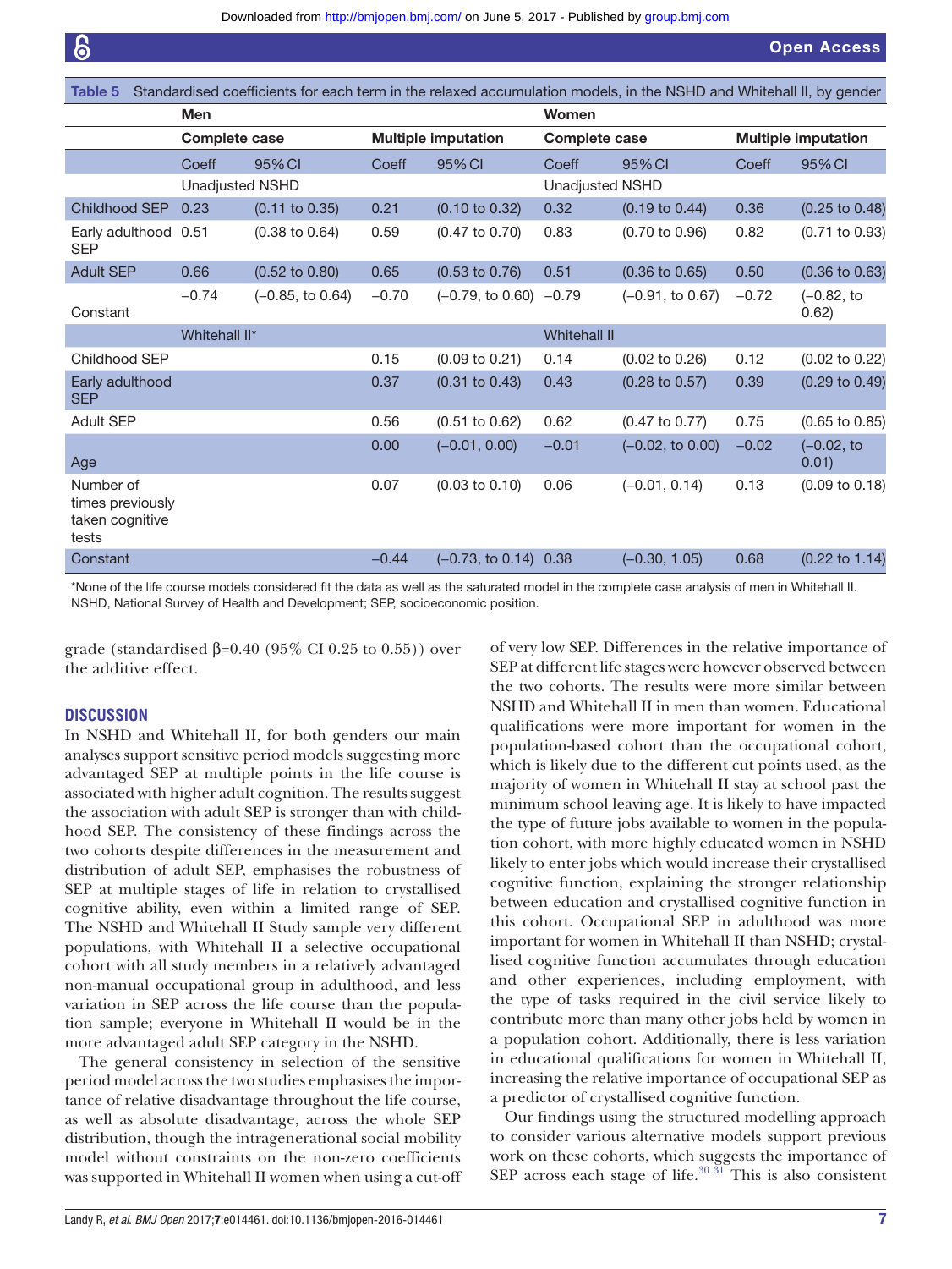Table 5 Standardised coefficients for each term in the relaxed accumulation models, in the NSHD and Whitehall II, by gender

| | Men | | | | Women | | | |
|---|---|---|---|---|---|---|---|---|
| | Complete case | | Multiple imputation | | Complete case | | Multiple imputation | |
| | Coeff | 95% CI | Coeff | 95% CI | Coeff | 95% CI | Coeff | 95% CI |
| | Unadjusted NSHD | | | | Unadjusted NSHD | | | |
| Childhood SEP | 0.23 | (0.11 to 0.35) | 0.21 | (0.10 to 0.32) | 0.32 | (0.19 to 0.44) | 0.36 | (0.25 to 0.48) |
| Early adulthood SEP | 0.51 | (0.38 to 0.64) | 0.59 | (0.47 to 0.70) | 0.83 | (0.70 to 0.96) | 0.82 | (0.71 to 0.93) |
| Adult SEP | 0.66 | (0.52 to 0.80) | 0.65 | (0.53 to 0.76) | 0.51 | (0.36 to 0.65) | 0.50 | (0.36 to 0.63) |
| Constant | −0.74 | (−0.85, to 0.64) | −0.70 | (−0.79, to 0.60) | −0.79 | (−0.91, to 0.67) | −0.72 | (−0.82, to 0.62) |
| | Whitehall II* | | | | Whitehall II | | | |
| Childhood SEP | | | 0.15 | (0.09 to 0.21) | 0.14 | (0.02 to 0.26) | 0.12 | (0.02 to 0.22) |
| Early adulthood SEP | | | 0.37 | (0.31 to 0.43) | 0.43 | (0.28 to 0.57) | 0.39 | (0.29 to 0.49) |
| Adult SEP | | | 0.56 | (0.51 to 0.62) | 0.62 | (0.47 to 0.77) | 0.75 | (0.65 to 0.85) |
| Age | | | 0.00 | (−0.01, 0.00) | −0.01 | (−0.02, to 0.00) | −0.02 | (−0.02, to 0.01) |
| Number of times previously taken cognitive tests | | | 0.07 | (0.03 to 0.10) | 0.06 | (−0.01, 0.14) | 0.13 | (0.09 to 0.18) |
| Constant | | | −0.44 | (−0.73, to 0.14) | 0.38 | (−0.30, 1.05) | 0.68 | (0.22 to 1.14) |

*None of the life course models considered fit the data as well as the saturated model in the complete case analysis of men in Whitehall II.
NSHD, National Survey of Health and Development; SEP, socioeconomic position.

grade (standardised β=0.40 (95% CI 0.25 to 0.55)) over the additive effect.

## DISCUSSION

In NSHD and Whitehall II, for both genders our main analyses support sensitive period models suggesting more advantaged SEP at multiple points in the life course is associated with higher adult cognition. The results suggest the association with adult SEP is stronger than with childhood SEP. The consistency of these findings across the two cohorts despite differences in the measurement and distribution of adult SEP, emphasises the robustness of SEP at multiple stages of life in relation to crystallised cognitive ability, even within a limited range of SEP. The NSHD and Whitehall II Study sample very different populations, with Whitehall II a selective occupational cohort with all study members in a relatively advantaged non-manual occupational group in adulthood, and less variation in SEP across the life course than the population sample; everyone in Whitehall II would be in the more advantaged adult SEP category in the NSHD.

The general consistency in selection of the sensitive period model across the two studies emphasises the importance of relative disadvantage throughout the life course, as well as absolute disadvantage, across the whole SEP distribution, though the intragenerational social mobility model without constraints on the non-zero coefficients was supported in Whitehall II women when using a cut-off of very low SEP. Differences in the relative importance of SEP at different life stages were however observed between the two cohorts. The results were more similar between NSHD and Whitehall II in men than women. Educational qualifications were more important for women in the population-based cohort than the occupational cohort, which is likely due to the different cut points used, as the majority of women in Whitehall II stay at school past the minimum school leaving age. It is likely to have impacted the type of future jobs available to women in the population cohort, with more highly educated women in NSHD likely to enter jobs which would increase their crystallised cognitive function, explaining the stronger relationship between education and crystallised cognitive function in this cohort. Occupational SEP in adulthood was more important for women in Whitehall II than NSHD; crystallised cognitive function accumulates through education and other experiences, including employment, with the type of tasks required in the civil service likely to contribute more than many other jobs held by women in a population cohort. Additionally, there is less variation in educational qualifications for women in Whitehall II, increasing the relative importance of occupational SEP as a predictor of crystallised cognitive function.

Our findings using the structured modelling approach to consider various alternative models support previous work on these cohorts, which suggests the importance of SEP across each stage of life.[30 31] This is also consistent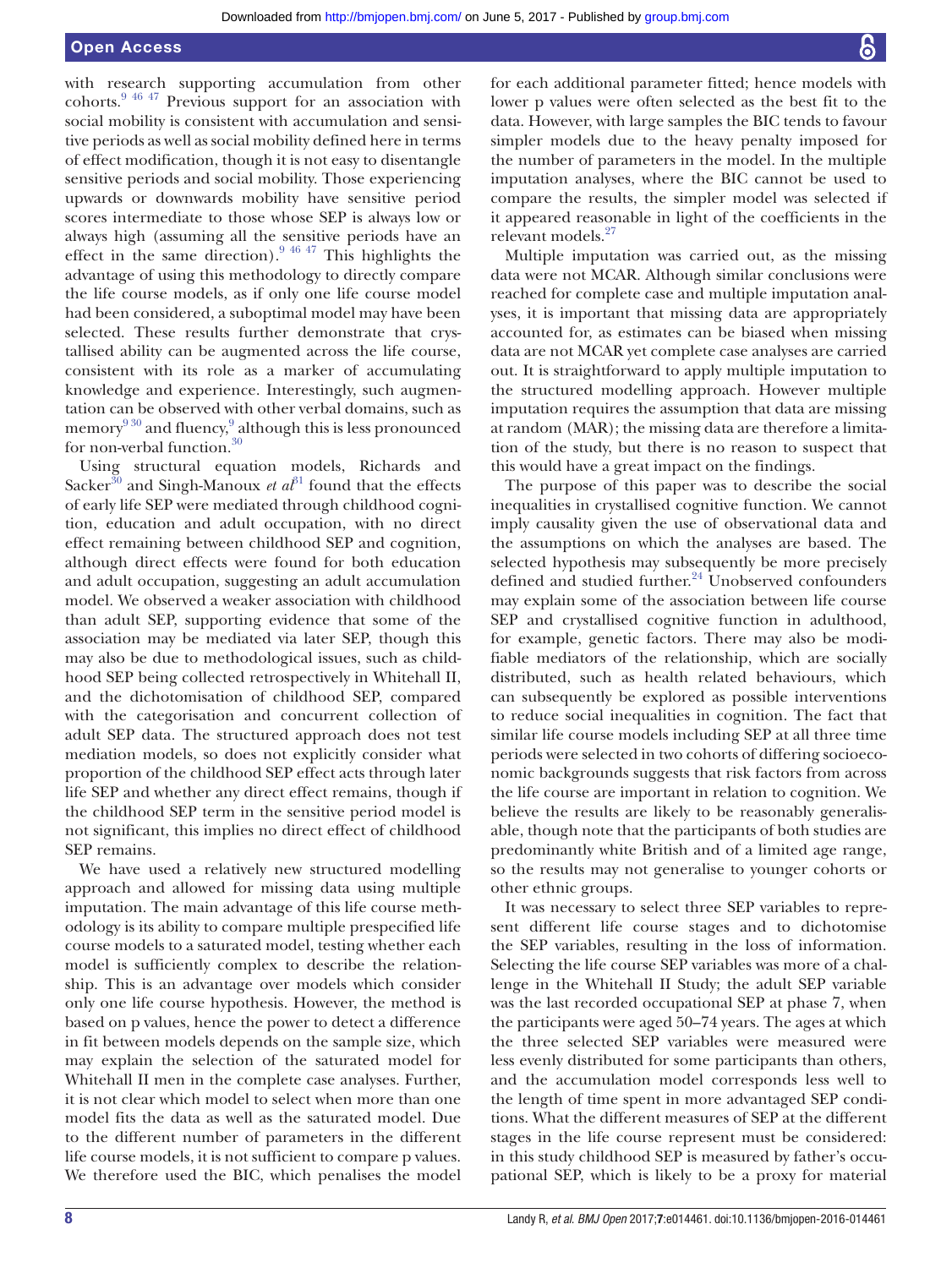with research supporting accumulation from other cohorts.[9 46 47] Previous support for an association with social mobility is consistent with accumulation and sensitive periods as well as social mobility defined here in terms of effect modification, though it is not easy to disentangle sensitive periods and social mobility. Those experiencing upwards or downwards mobility have sensitive period scores intermediate to those whose SEP is always low or always high (assuming all the sensitive periods have an effect in the same direction).[9 46 47] This highlights the advantage of using this methodology to directly compare the life course models, as if only one life course model had been considered, a suboptimal model may have been selected. These results further demonstrate that crystallised ability can be augmented across the life course, consistent with its role as a marker of accumulating knowledge and experience. Interestingly, such augmentation can be observed with other verbal domains, such as memory[9 30] and fluency,[9] although this is less pronounced for non-verbal function.[30]

Using structural equation models, Richards and Sacker[30] and Singh-Manoux *et al*[31] found that the effects of early life SEP were mediated through childhood cognition, education and adult occupation, with no direct effect remaining between childhood SEP and cognition, although direct effects were found for both education and adult occupation, suggesting an adult accumulation model. We observed a weaker association with childhood than adult SEP, supporting evidence that some of the association may be mediated via later SEP, though this may also be due to methodological issues, such as childhood SEP being collected retrospectively in Whitehall II, and the dichotomisation of childhood SEP, compared with the categorisation and concurrent collection of adult SEP data. The structured approach does not test mediation models, so does not explicitly consider what proportion of the childhood SEP effect acts through later life SEP and whether any direct effect remains, though if the childhood SEP term in the sensitive period model is not significant, this implies no direct effect of childhood SEP remains.

We have used a relatively new structured modelling approach and allowed for missing data using multiple imputation. The main advantage of this life course methodology is its ability to compare multiple prespecified life course models to a saturated model, testing whether each model is sufficiently complex to describe the relationship. This is an advantage over models which consider only one life course hypothesis. However, the method is based on p values, hence the power to detect a difference in fit between models depends on the sample size, which may explain the selection of the saturated model for Whitehall II men in the complete case analyses. Further, it is not clear which model to select when more than one model fits the data as well as the saturated model. Due to the different number of parameters in the different life course models, it is not sufficient to compare p values. We therefore used the BIC, which penalises the model for each additional parameter fitted; hence models with lower p values were often selected as the best fit to the data. However, with large samples the BIC tends to favour simpler models due to the heavy penalty imposed for the number of parameters in the model. In the multiple imputation analyses, where the BIC cannot be used to compare the results, the simpler model was selected if it appeared reasonable in light of the coefficients in the relevant models.[27]

Multiple imputation was carried out, as the missing data were not MCAR. Although similar conclusions were reached for complete case and multiple imputation analyses, it is important that missing data are appropriately accounted for, as estimates can be biased when missing data are not MCAR yet complete case analyses are carried out. It is straightforward to apply multiple imputation to the structured modelling approach. However multiple imputation requires the assumption that data are missing at random (MAR); the missing data are therefore a limitation of the study, but there is no reason to suspect that this would have a great impact on the findings.

The purpose of this paper was to describe the social inequalities in crystallised cognitive function. We cannot imply causality given the use of observational data and the assumptions on which the analyses are based. The selected hypothesis may subsequently be more precisely defined and studied further.[24] Unobserved confounders may explain some of the association between life course SEP and crystallised cognitive function in adulthood, for example, genetic factors. There may also be modifiable mediators of the relationship, which are socially distributed, such as health related behaviours, which can subsequently be explored as possible interventions to reduce social inequalities in cognition. The fact that similar life course models including SEP at all three time periods were selected in two cohorts of differing socioeconomic backgrounds suggests that risk factors from across the life course are important in relation to cognition. We believe the results are likely to be reasonably generalisable, though note that the participants of both studies are predominantly white British and of a limited age range, so the results may not generalise to younger cohorts or other ethnic groups.

It was necessary to select three SEP variables to represent different life course stages and to dichotomise the SEP variables, resulting in the loss of information. Selecting the life course SEP variables was more of a challenge in the Whitehall II Study; the adult SEP variable was the last recorded occupational SEP at phase 7, when the participants were aged 50–74 years. The ages at which the three selected SEP variables were measured were less evenly distributed for some participants than others, and the accumulation model corresponds less well to the length of time spent in more advantaged SEP conditions. What the different measures of SEP at the different stages in the life course represent must be considered: in this study childhood SEP is measured by father's occupational SEP, which is likely to be a proxy for material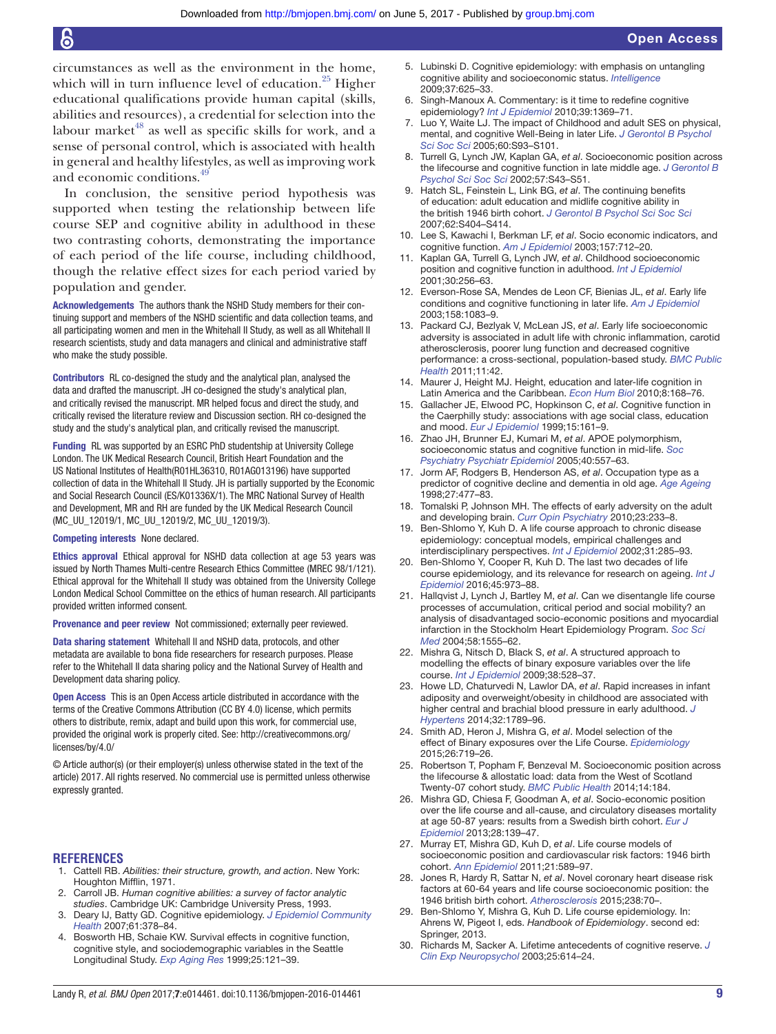circumstances as well as the environment in the home, which will in turn influence level of education.[25] Higher educational qualifications provide human capital (skills, abilities and resources), a credential for selection into the labour market[48] as well as specific skills for work, and a sense of personal control, which is associated with health in general and healthy lifestyles, as well as improving work and economic conditions.[49]

In conclusion, the sensitive period hypothesis was supported when testing the relationship between life course SEP and cognitive ability in adulthood in these two contrasting cohorts, demonstrating the importance of each period of the life course, including childhood, though the relative effect sizes for each period varied by population and gender.

**Acknowledgements** The authors thank the NSHD Study members for their continuing support and members of the NSHD scientific and data collection teams, and all participating women and men in the Whitehall II Study, as well as all Whitehall II research scientists, study and data managers and clinical and administrative staff who make the study possible.

**Contributors** RL co-designed the study and the analytical plan, analysed the data and drafted the manuscript. JH co-designed the study's analytical plan, and critically revised the manuscript. MR helped focus and direct the study, and critically revised the literature review and Discussion section. RH co-designed the study and the study's analytical plan, and critically revised the manuscript.

**Funding** RL was supported by an ESRC PhD studentship at University College London. The UK Medical Research Council, British Heart Foundation and the US National Institutes of Health(R01HL36310, R01AG013196) have supported collection of data in the Whitehall II Study. JH is partially supported by the Economic and Social Research Council (ES/K01336X/1). The MRC National Survey of Health and Development, MR and RH are funded by the UK Medical Research Council (MC_UU_12019/1, MC_UU_12019/2, MC_UU_12019/3).

**Competing interests** None declared.

**Ethics approval** Ethical approval for NSHD data collection at age 53 years was issued by North Thames Multi-centre Research Ethics Committee (MREC 98/1/121). Ethical approval for the Whitehall II study was obtained from the University College London Medical School Committee on the ethics of human research. All participants provided written informed consent.

**Provenance and peer review** Not commissioned; externally peer reviewed.

**Data sharing statement** Whitehall II and NSHD data, protocols, and other metadata are available to bona fide researchers for research purposes. Please refer to the Whitehall II data sharing policy and the National Survey of Health and Development data sharing policy.

**Open Access** This is an Open Access article distributed in accordance with the terms of the Creative Commons Attribution (CC BY 4.0) license, which permits others to distribute, remix, adapt and build upon this work, for commercial use, provided the original work is properly cited. See: http://creativecommons.org/licenses/by/4.0/

© Article author(s) (or their employer(s) unless otherwise stated in the text of the article) 2017. All rights reserved. No commercial use is permitted unless otherwise expressly granted.

## REFERENCES

1. Cattell RB. *Abilities: their structure, growth, and action*. New York: Houghton Mifflin, 1971.
2. Carroll JB. *Human cognitive abilities: a survey of factor analytic studies*. Cambridge UK: Cambridge University Press, 1993.
3. Deary IJ, Batty GD. Cognitive epidemiology. *J Epidemiol Community Health* 2007;61:378–84.
4. Bosworth HB, Schaie KW. Survival effects in cognitive function, cognitive style, and sociodemographic variables in the Seattle Longitudinal Study. *Exp Aging Res* 1999;25:121–39.
5. Lubinski D. Cognitive epidemiology: with emphasis on untangling cognitive ability and socioeconomic status. *Intelligence* 2009;37:625–33.
6. Singh-Manoux A. Commentary: is it time to redefine cognitive epidemiology? *Int J Epidemiol* 2010;39:1369–71.
7. Luo Y, Waite LJ. The impact of Childhood and adult SES on physical, mental, and cognitive Well-Being in later Life. *J Gerontol B Psychol Sci Soc Sci* 2005;60:S93–S101.
8. Turrell G, Lynch JW, Kaplan GA, *et al*. Socioeconomic position across the lifecourse and cognitive function in late middle age. *J Gerontol B Psychol Sci Soc Sci* 2002;57:S43–S51.
9. Hatch SL, Feinstein L, Link BG, *et al*. The continuing benefits of education: adult education and midlife cognitive ability in the british 1946 birth cohort. *J Gerontol B Psychol Sci Soc Sci* 2007;62:S404–S414.
10. Lee S, Kawachi I, Berkman LF, *et al*. Socio economic indicators, and cognitive function. *Am J Epidemiol* 2003;157:712–20.
11. Kaplan GA, Turrell G, Lynch JW, *et al*. Childhood socioeconomic position and cognitive function in adulthood. *Int J Epidemiol* 2001;30:256–63.
12. Everson-Rose SA, Mendes de Leon CF, Bienias JL, *et al*. Early life conditions and cognitive functioning in later life. *Am J Epidemiol* 2003;158:1083–9.
13. Packard CJ, Bezlyak V, McLean JS, *et al*. Early life socioeconomic adversity is associated in adult life with chronic inflammation, carotid atherosclerosis, poorer lung function and decreased cognitive performance: a cross-sectional, population-based study. *BMC Public Health* 2011;11:42.
14. Maurer J, Height MJ. Height, education and later-life cognition in Latin America and the Caribbean. *Econ Hum Biol* 2010;8:168–76.
15. Gallacher JE, Elwood PC, Hopkinson C, *et al*. Cognitive function in the Caerphilly study: associations with age social class, education and mood. *Eur J Epidemiol* 1999;15:161–9.
16. Zhao JH, Brunner EJ, Kumari M, *et al*. APOE polymorphism, socioeconomic status and cognitive function in mid-life. *Soc Psychiatry Psychiatr Epidemiol* 2005;40:557–63.
17. Jorm AF, Rodgers B, Henderson AS, *et al*. Occupation type as a predictor of cognitive decline and dementia in old age. *Age Ageing* 1998;27:477–83.
18. Tomalski P, Johnson MH. The effects of early adversity on the adult and developing brain. *Curr Opin Psychiatry* 2010;23:233–8.
19. Ben-Shlomo Y, Kuh D. A life course approach to chronic disease epidemiology: conceptual models, empirical challenges and interdisciplinary perspectives. *Int J Epidemiol* 2002;31:285–93.
20. Ben-Shlomo Y, Cooper R, Kuh D. The last two decades of life course epidemiology, and its relevance for research on ageing. *Int J Epidemiol* 2016;45:973–88.
21. Hallqvist J, Lynch J, Bartley M, *et al*. Can we disentangle life course processes of accumulation, critical period and social mobility? an analysis of disadvantaged socio-economic positions and myocardial infarction in the Stockholm Heart Epidemiology Program. *Soc Sci Med* 2004;58:1555–62.
22. Mishra G, Nitsch D, Black S, *et al*. A structured approach to modelling the effects of binary exposure variables over the life course. *Int J Epidemiol* 2009;38:528–37.
23. Howe LD, Chaturvedi N, Lawlor DA, *et al*. Rapid increases in infant adiposity and overweight/obesity in childhood are associated with higher central and brachial blood pressure in early adulthood. *J Hypertens* 2014;32:1789–96.
24. Smith AD, Heron J, Mishra G, *et al*. Model selection of the effect of Binary exposures over the Life Course. *Epidemiology* 2015;26:719–26.
25. Robertson T, Popham F, Benzeval M. Socioeconomic position across the lifecourse & allostatic load: data from the West of Scotland Twenty-07 cohort study. *BMC Public Health* 2014;14:184.
26. Mishra GD, Chiesa F, Goodman A, *et al*. Socio-economic position over the life course and all-cause, and circulatory diseases mortality at age 50-87 years: results from a Swedish birth cohort. *Eur J Epidemiol* 2013;28:139–47.
27. Murray ET, Mishra GD, Kuh D, *et al*. Life course models of socioeconomic position and cardiovascular risk factors: 1946 birth cohort. *Ann Epidemiol* 2011;21:589–97.
28. Jones R, Hardy R, Sattar N, *et al*. Novel coronary heart disease risk factors at 60-64 years and life course socioeconomic position: the 1946 british birth cohort. *Atherosclerosis* 2015;238:70–.
29. Ben-Shlomo Y, Mishra G, Kuh D. Life course epidemiology. In: Ahrens W, Pigeot I, eds. *Handbook of Epidemiology*. second ed: Springer, 2013.
30. Richards M, Sacker A. Lifetime antecedents of cognitive reserve. *J Clin Exp Neuropsychol* 2003;25:614–24.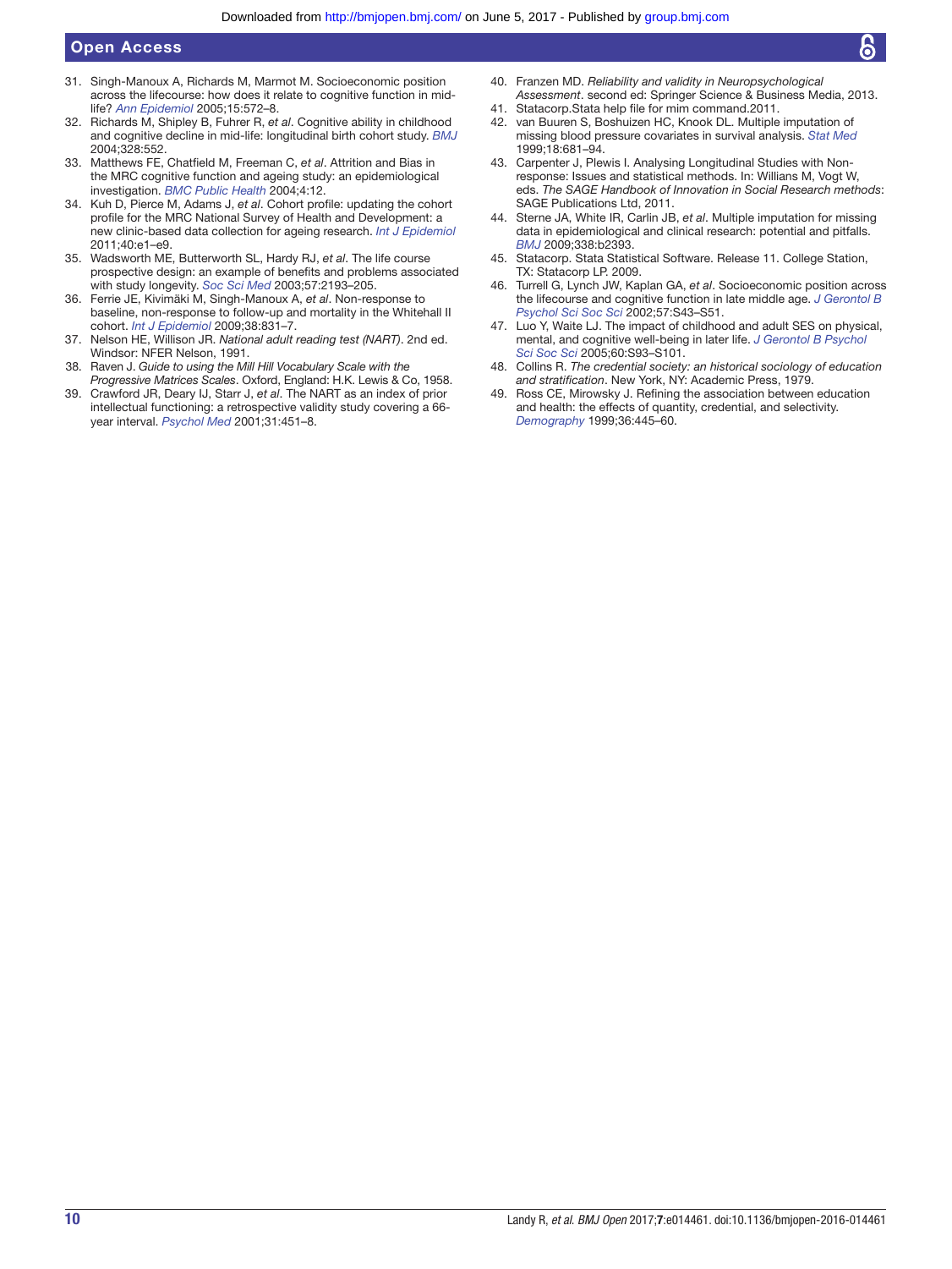31. Singh-Manoux A, Richards M, Marmot M. Socioeconomic position across the lifecourse: how does it relate to cognitive function in mid-life? *Ann Epidemiol* 2005;15:572–8.
32. Richards M, Shipley B, Fuhrer R, *et al*. Cognitive ability in childhood and cognitive decline in mid-life: longitudinal birth cohort study. *BMJ* 2004;328:552.
33. Matthews FE, Chatfield M, Freeman C, *et al*. Attrition and Bias in the MRC cognitive function and ageing study: an epidemiological investigation. *BMC Public Health* 2004;4:12.
34. Kuh D, Pierce M, Adams J, *et al*. Cohort profile: updating the cohort profile for the MRC National Survey of Health and Development: a new clinic-based data collection for ageing research. *Int J Epidemiol* 2011;40:e1–e9.
35. Wadsworth ME, Butterworth SL, Hardy RJ, *et al*. The life course prospective design: an example of benefits and problems associated with study longevity. *Soc Sci Med* 2003;57:2193–205.
36. Ferrie JE, Kivimäki M, Singh-Manoux A, *et al*. Non-response to baseline, non-response to follow-up and mortality in the Whitehall II cohort. *Int J Epidemiol* 2009;38:831–7.
37. Nelson HE, Willison JR. *National adult reading test (NART)*. 2nd ed. Windsor: NFER Nelson, 1991.
38. Raven J. *Guide to using the Mill Hill Vocabulary Scale with the Progressive Matrices Scales*. Oxford, England: H.K. Lewis & Co, 1958.
39. Crawford JR, Deary IJ, Starr J, *et al*. The NART as an index of prior intellectual functioning: a retrospective validity study covering a 66-year interval. *Psychol Med* 2001;31:451–8.
40. Franzen MD. *Reliability and validity in Neuropsychological Assessment*. second ed: Springer Science & Business Media, 2013.
41. Statacorp.Stata help file for mim command.2011.
42. van Buuren S, Boshuizen HC, Knook DL. Multiple imputation of missing blood pressure covariates in survival analysis. *Stat Med* 1999;18:681–94.
43. Carpenter J, Plewis I. Analysing Longitudinal Studies with Non-response: Issues and statistical methods. In: Willians M, Vogt W, eds. *The SAGE Handbook of Innovation in Social Research methods*: SAGE Publications Ltd, 2011.
44. Sterne JA, White IR, Carlin JB, *et al*. Multiple imputation for missing data in epidemiological and clinical research: potential and pitfalls. *BMJ* 2009;338:b2393.
45. Statacorp. Stata Statistical Software. Release 11. College Station, TX: Statacorp LP. 2009.
46. Turrell G, Lynch JW, Kaplan GA, *et al*. Socioeconomic position across the lifecourse and cognitive function in late middle age. *J Gerontol B Psychol Sci Soc Sci* 2002;57:S43–S51.
47. Luo Y, Waite LJ. The impact of childhood and adult SES on physical, mental, and cognitive well-being in later life. *J Gerontol B Psychol Sci Soc Sci* 2005;60:S93–S101.
48. Collins R. *The credential society: an historical sociology of education and stratification*. New York, NY: Academic Press, 1979.
49. Ross CE, Mirowsky J. Refining the association between education and health: the effects of quantity, credential, and selectivity. *Demography* 1999;36:445–60.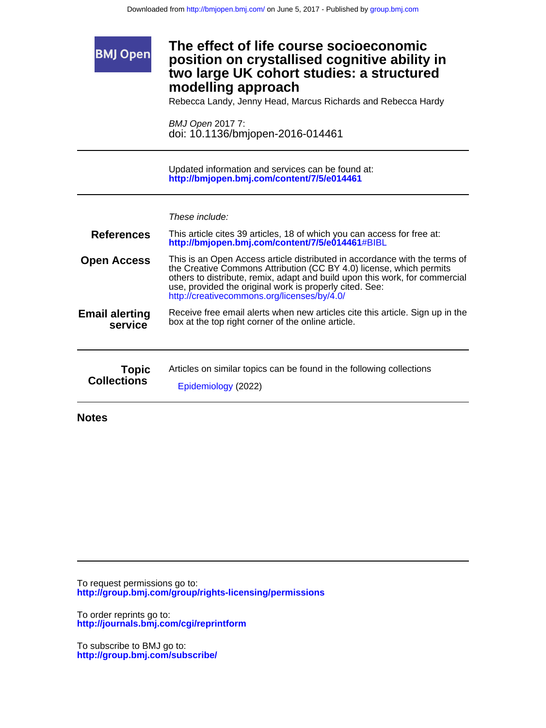# The effect of life course socioeconomic position on crystallised cognitive ability in two large UK cohort studies: a structured modelling approach

Rebecca Landy, Jenny Head, Marcus Richards and Rebecca Hardy

*BMJ Open* 2017 7:
doi: 10.1136/bmjopen-2016-014461

Updated information and services can be found at:
**http://bmjopen.bmj.com/content/7/5/e014461**

*These include:*

**References**

This article cites 39 articles, 18 of which you can access for free at:
**http://bmjopen.bmj.com/content/7/5/e014461**#BIBL

**Open Access**

This is an Open Access article distributed in accordance with the terms of the Creative Commons Attribution (CC BY 4.0) license, which permits others to distribute, remix, adapt and build upon this work, for commercial use, provided the original work is properly cited. See: http://creativecommons.org/licenses/by/4.0/

**Email alerting service**

Receive free email alerts when new articles cite this article. Sign up in the box at the top right corner of the online article.

**Topic Collections**

Articles on similar topics can be found in the following collections

Epidemiology (2022)

## Notes

To request permissions go to:
**http://group.bmj.com/group/rights-licensing/permissions**

To order reprints go to:
**http://journals.bmj.com/cgi/reprintform**

To subscribe to BMJ go to:
**http://group.bmj.com/subscribe/**